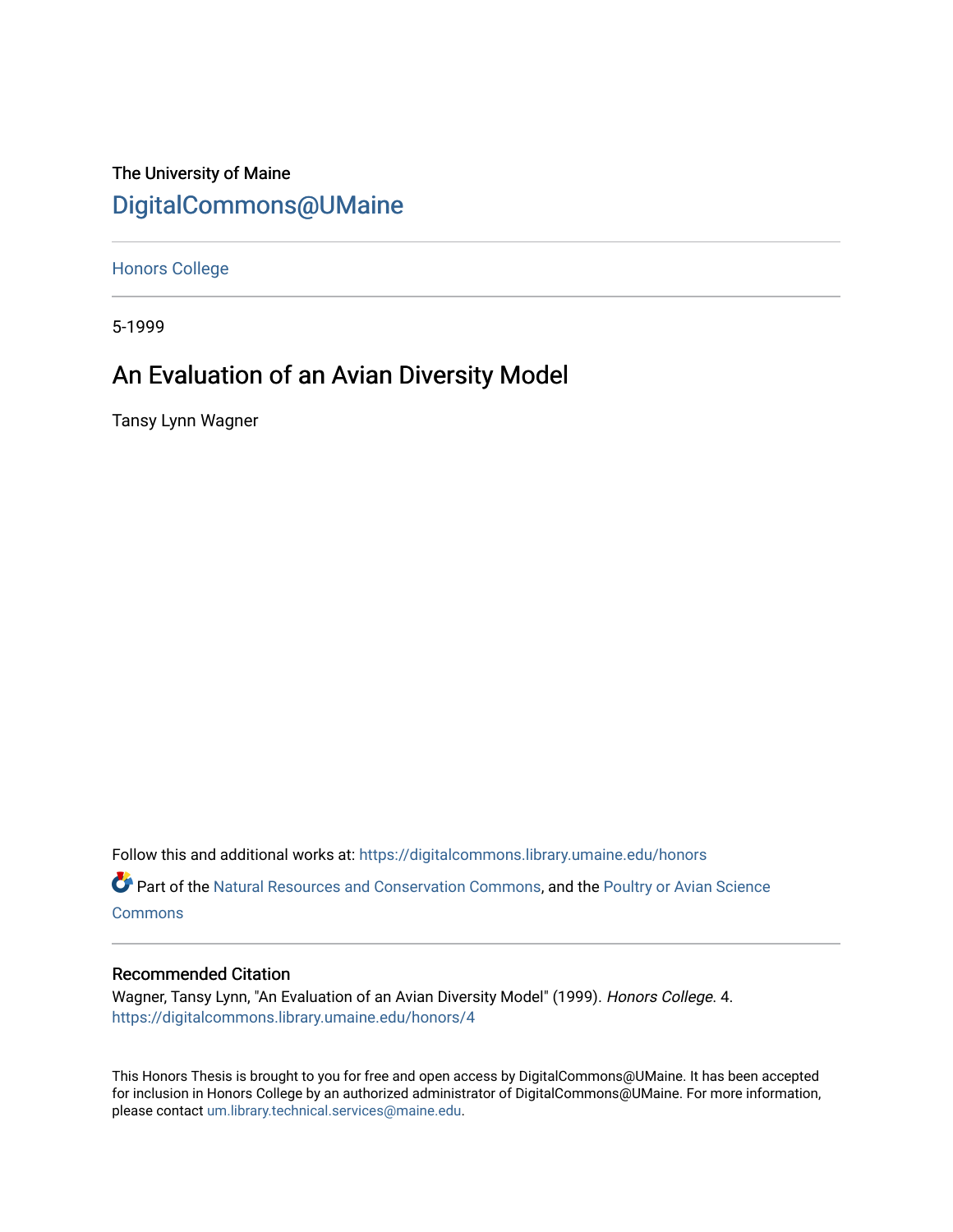The University of Maine

DigitalCommons@UMaine

Honors College

5-1999

# An Evaluation of an Avian Diversity Model

Tansy Lynn Wagner

Follow this and additional works at: https://digitalcommons.library.umaine.edu/honors

Part of the Natural Resources and Conservation Commons, and the Poultry or Avian Science Commons

## Recommended Citation

Wagner, Tansy Lynn, "An Evaluation of an Avian Diversity Model" (1999). *Honors College*. 4.
https://digitalcommons.library.umaine.edu/honors/4

This Honors Thesis is brought to you for free and open access by DigitalCommons@UMaine. It has been accepted for inclusion in Honors College by an authorized administrator of DigitalCommons@UMaine. For more information, please contact um.library.technical.services@maine.edu.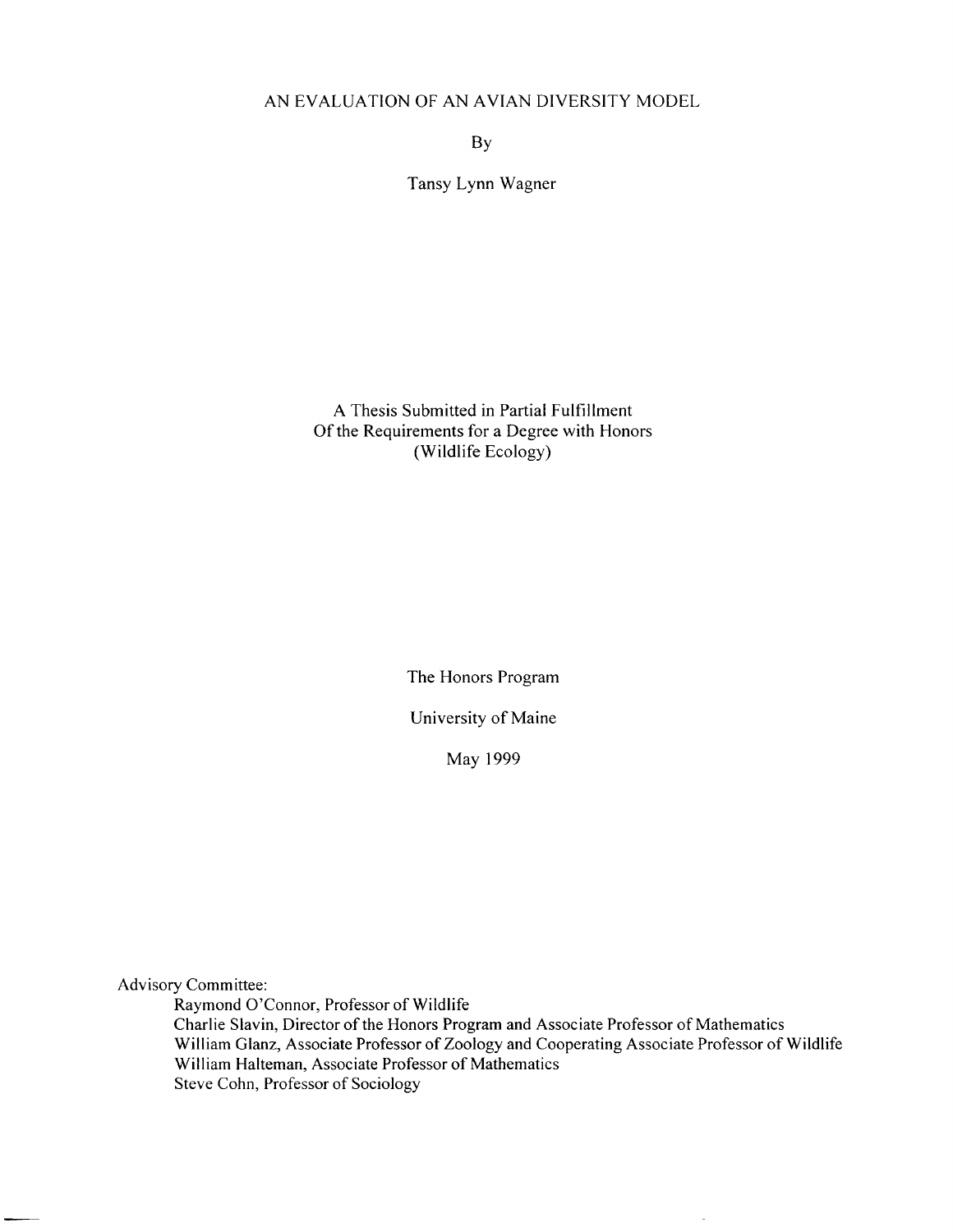# AN EVALUATION OF AN AVIAN DIVERSITY MODEL

By

Tansy Lynn Wagner

A Thesis Submitted in Partial Fulfillment
Of the Requirements for a Degree with Honors
(Wildlife Ecology)

The Honors Program

University of Maine

May 1999

Advisory Committee:

Raymond O'Connor, Professor of Wildlife
Charlie Slavin, Director of the Honors Program and Associate Professor of Mathematics
William Glanz, Associate Professor of Zoology and Cooperating Associate Professor of Wildlife
William Halteman, Associate Professor of Mathematics
Steve Cohn, Professor of Sociology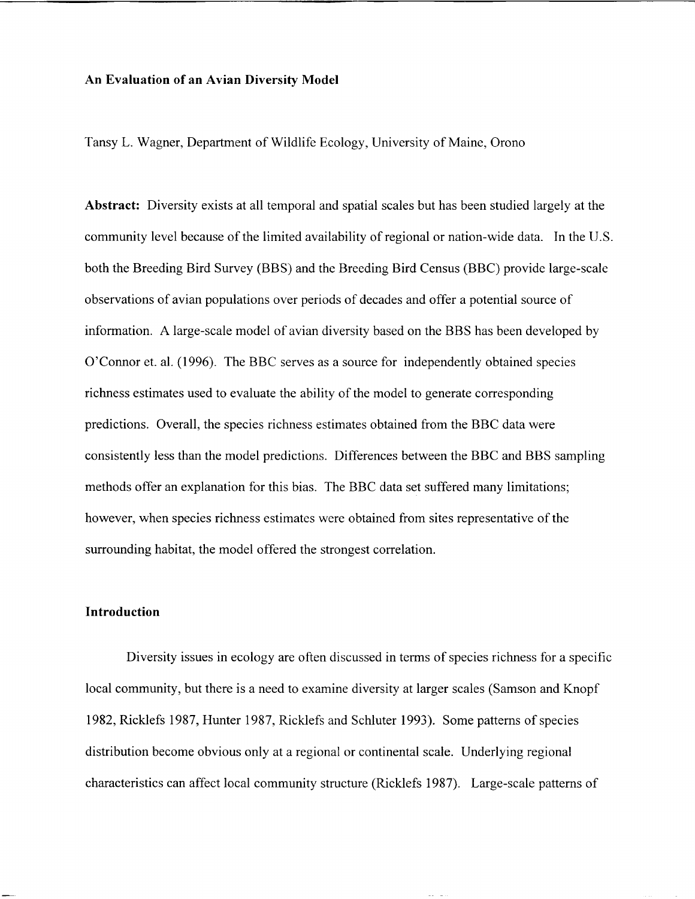**An Evaluation of an Avian Diversity Model**

Tansy L. Wagner, Department of Wildlife Ecology, University of Maine, Orono

**Abstract:** Diversity exists at all temporal and spatial scales but has been studied largely at the community level because of the limited availability of regional or nation-wide data. In the U.S. both the Breeding Bird Survey (BBS) and the Breeding Bird Census (BBC) provide large-scale observations of avian populations over periods of decades and offer a potential source of information. A large-scale model of avian diversity based on the BBS has been developed by O'Connor et. al. (1996). The BBC serves as a source for independently obtained species richness estimates used to evaluate the ability of the model to generate corresponding predictions. Overall, the species richness estimates obtained from the BBC data were consistently less than the model predictions. Differences between the BBC and BBS sampling methods offer an explanation for this bias. The BBC data set suffered many limitations; however, when species richness estimates were obtained from sites representative of the surrounding habitat, the model offered the strongest correlation.

## Introduction

Diversity issues in ecology are often discussed in terms of species richness for a specific local community, but there is a need to examine diversity at larger scales (Samson and Knopf 1982, Ricklefs 1987, Hunter 1987, Ricklefs and Schluter 1993). Some patterns of species distribution become obvious only at a regional or continental scale. Underlying regional characteristics can affect local community structure (Ricklefs 1987). Large-scale patterns of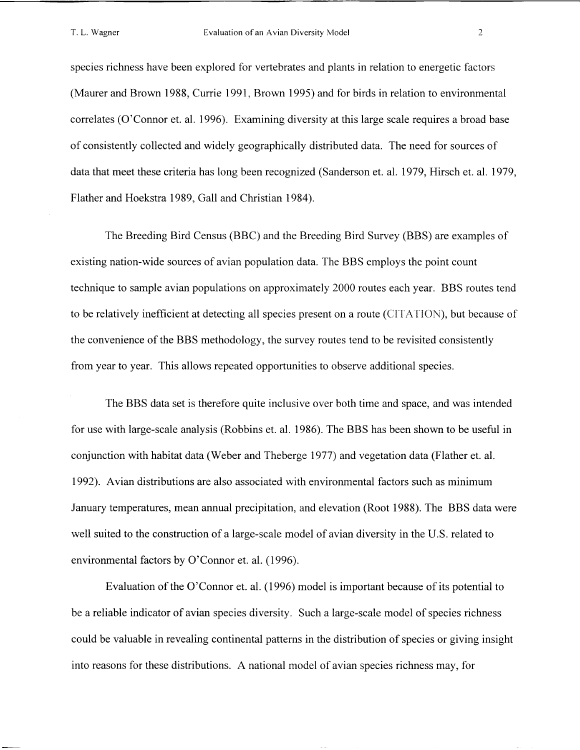species richness have been explored for vertebrates and plants in relation to energetic factors (Maurer and Brown 1988, Currie 1991, Brown 1995) and for birds in relation to environmental correlates (O'Connor et. al. 1996). Examining diversity at this large scale requires a broad base of consistently collected and widely geographically distributed data. The need for sources of data that meet these criteria has long been recognized (Sanderson et. al. 1979, Hirsch et. al. 1979, Flather and Hoekstra 1989, Gall and Christian 1984).

The Breeding Bird Census (BBC) and the Breeding Bird Survey (BBS) are examples of existing nation-wide sources of avian population data. The BBS employs the point count technique to sample avian populations on approximately 2000 routes each year. BBS routes tend to be relatively inefficient at detecting all species present on a route (CITATION), but because of the convenience of the BBS methodology, the survey routes tend to be revisited consistently from year to year. This allows repeated opportunities to observe additional species.

The BBS data set is therefore quite inclusive over both time and space, and was intended for use with large-scale analysis (Robbins et. al. 1986). The BBS has been shown to be useful in conjunction with habitat data (Weber and Theberge 1977) and vegetation data (Flather et. al. 1992). Avian distributions are also associated with environmental factors such as minimum January temperatures, mean annual precipitation, and elevation (Root 1988). The BBS data were well suited to the construction of a large-scale model of avian diversity in the U.S. related to environmental factors by O'Connor et. al. (1996).

Evaluation of the O'Connor et. al. (1996) model is important because of its potential to be a reliable indicator of avian species diversity. Such a large-scale model of species richness could be valuable in revealing continental patterns in the distribution of species or giving insight into reasons for these distributions. A national model of avian species richness may, for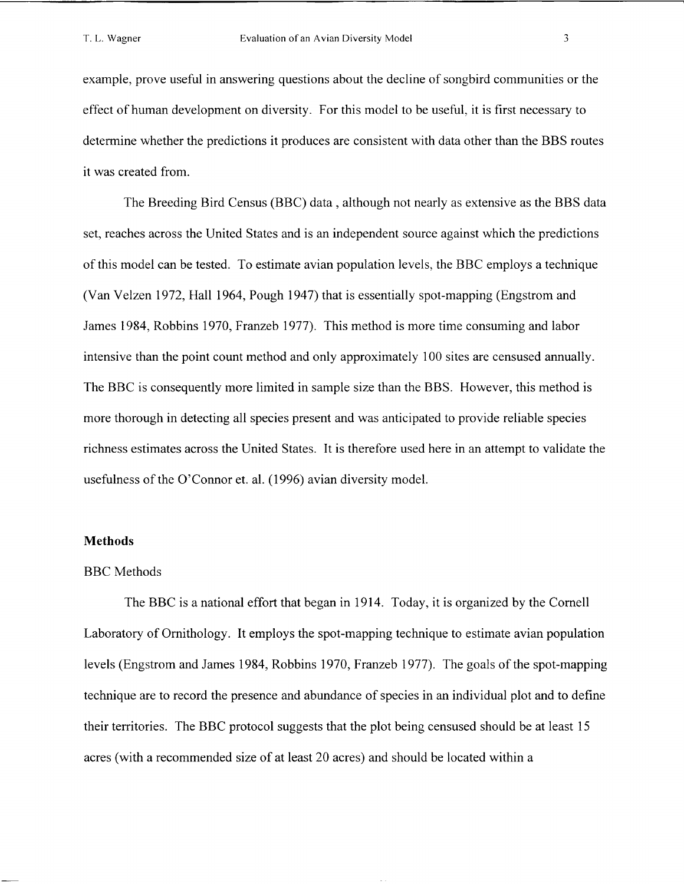example, prove useful in answering questions about the decline of songbird communities or the effect of human development on diversity. For this model to be useful, it is first necessary to determine whether the predictions it produces are consistent with data other than the BBS routes it was created from.

The Breeding Bird Census (BBC) data , although not nearly as extensive as the BBS data set, reaches across the United States and is an independent source against which the predictions of this model can be tested. To estimate avian population levels, the BBC employs a technique (Van Velzen 1972, Hall 1964, Pough 1947) that is essentially spot-mapping (Engstrom and James 1984, Robbins 1970, Franzeb 1977). This method is more time consuming and labor intensive than the point count method and only approximately 100 sites are censused annually. The BBC is consequently more limited in sample size than the BBS. However, this method is more thorough in detecting all species present and was anticipated to provide reliable species richness estimates across the United States. It is therefore used here in an attempt to validate the usefulness of the O'Connor et. al. (1996) avian diversity model.

## Methods

### BBC Methods

The BBC is a national effort that began in 1914. Today, it is organized by the Cornell Laboratory of Ornithology. It employs the spot-mapping technique to estimate avian population levels (Engstrom and James 1984, Robbins 1970, Franzeb 1977). The goals of the spot-mapping technique are to record the presence and abundance of species in an individual plot and to define their territories. The BBC protocol suggests that the plot being censused should be at least 15 acres (with a recommended size of at least 20 acres) and should be located within a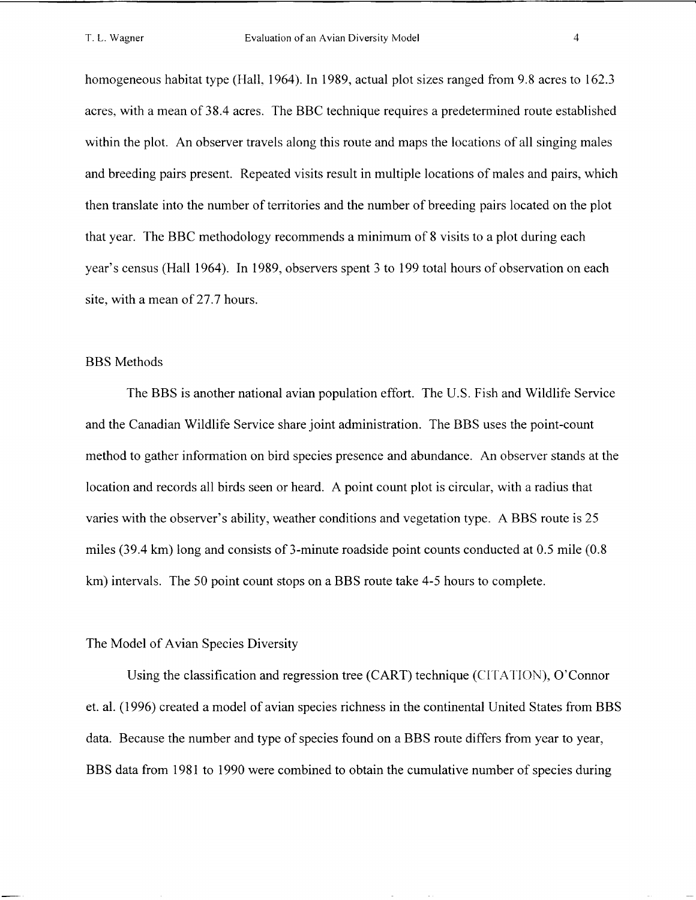homogeneous habitat type (Hall, 1964). In 1989, actual plot sizes ranged from 9.8 acres to 162.3 acres, with a mean of 38.4 acres. The BBC technique requires a predetermined route established within the plot. An observer travels along this route and maps the locations of all singing males and breeding pairs present. Repeated visits result in multiple locations of males and pairs, which then translate into the number of territories and the number of breeding pairs located on the plot that year. The BBC methodology recommends a minimum of 8 visits to a plot during each year's census (Hall 1964). In 1989, observers spent 3 to 199 total hours of observation on each site, with a mean of 27.7 hours.

## BBS Methods

The BBS is another national avian population effort. The U.S. Fish and Wildlife Service and the Canadian Wildlife Service share joint administration. The BBS uses the point-count method to gather information on bird species presence and abundance. An observer stands at the location and records all birds seen or heard. A point count plot is circular, with a radius that varies with the observer's ability, weather conditions and vegetation type. A BBS route is 25 miles (39.4 km) long and consists of 3-minute roadside point counts conducted at 0.5 mile (0.8 km) intervals. The 50 point count stops on a BBS route take 4-5 hours to complete.

## The Model of Avian Species Diversity

Using the classification and regression tree (CART) technique (CITATION), O'Connor et. al. (1996) created a model of avian species richness in the continental United States from BBS data. Because the number and type of species found on a BBS route differs from year to year, BBS data from 1981 to 1990 were combined to obtain the cumulative number of species during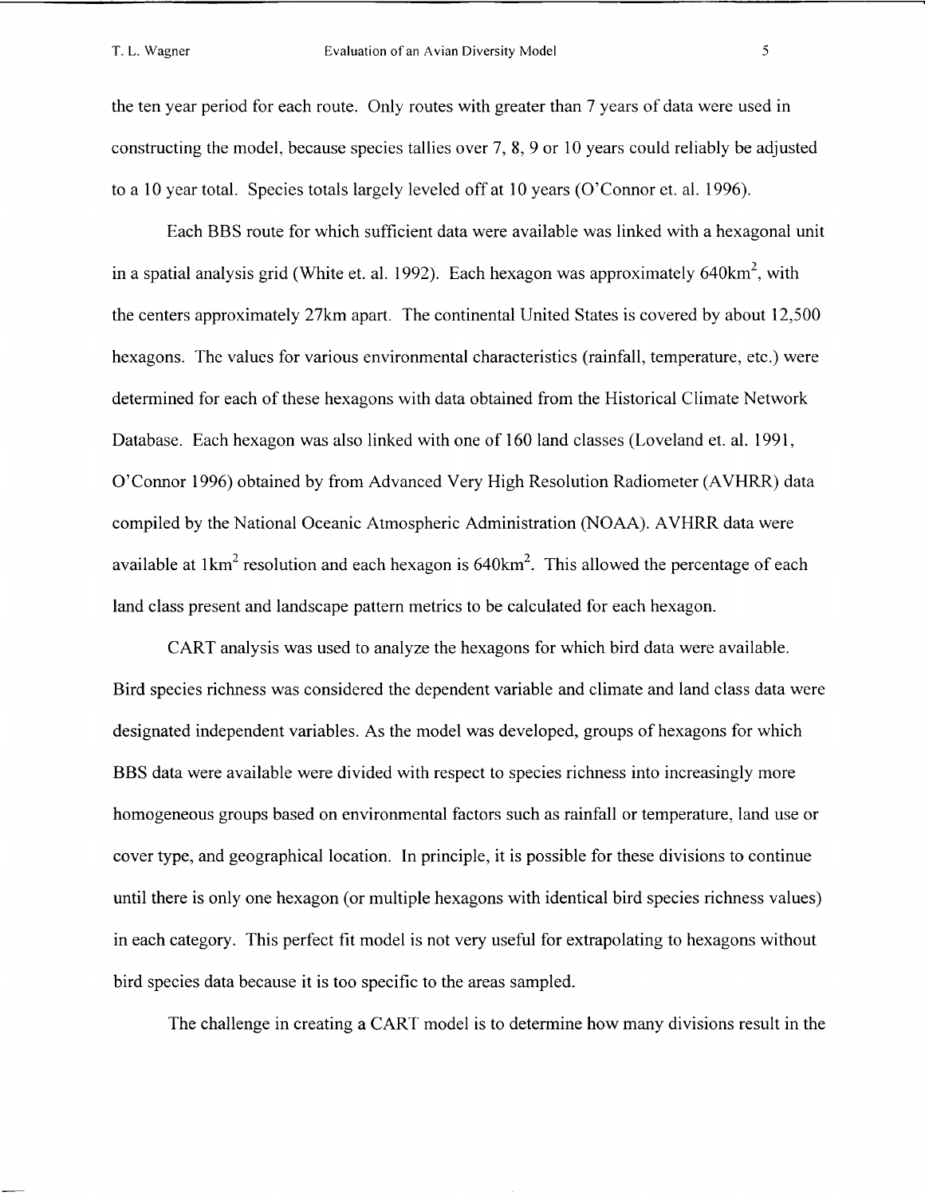the ten year period for each route. Only routes with greater than 7 years of data were used in constructing the model, because species tallies over 7, 8, 9 or 10 years could reliably be adjusted to a 10 year total. Species totals largely leveled off at 10 years (O'Connor et. al. 1996).

Each BBS route for which sufficient data were available was linked with a hexagonal unit in a spatial analysis grid (White et. al. 1992). Each hexagon was approximately 640km$^2$, with the centers approximately 27km apart. The continental United States is covered by about 12,500 hexagons. The values for various environmental characteristics (rainfall, temperature, etc.) were determined for each of these hexagons with data obtained from the Historical Climate Network Database. Each hexagon was also linked with one of 160 land classes (Loveland et. al. 1991, O'Connor 1996) obtained by from Advanced Very High Resolution Radiometer (AVHRR) data compiled by the National Oceanic Atmospheric Administration (NOAA). AVHRR data were available at 1km$^2$ resolution and each hexagon is 640km$^2$. This allowed the percentage of each land class present and landscape pattern metrics to be calculated for each hexagon.

CART analysis was used to analyze the hexagons for which bird data were available. Bird species richness was considered the dependent variable and climate and land class data were designated independent variables. As the model was developed, groups of hexagons for which BBS data were available were divided with respect to species richness into increasingly more homogeneous groups based on environmental factors such as rainfall or temperature, land use or cover type, and geographical location. In principle, it is possible for these divisions to continue until there is only one hexagon (or multiple hexagons with identical bird species richness values) in each category. This perfect fit model is not very useful for extrapolating to hexagons without bird species data because it is too specific to the areas sampled.

The challenge in creating a CART model is to determine how many divisions result in the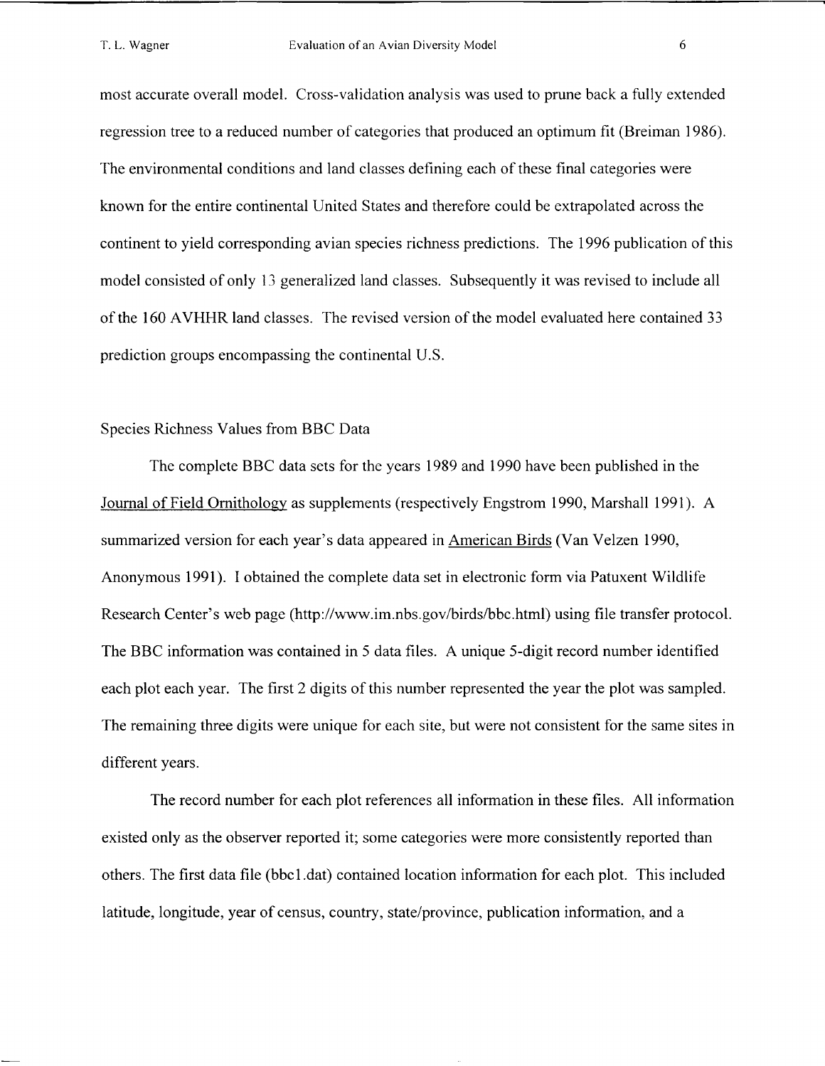most accurate overall model. Cross-validation analysis was used to prune back a fully extended regression tree to a reduced number of categories that produced an optimum fit (Breiman 1986). The environmental conditions and land classes defining each of these final categories were known for the entire continental United States and therefore could be extrapolated across the continent to yield corresponding avian species richness predictions. The 1996 publication of this model consisted of only 13 generalized land classes. Subsequently it was revised to include all of the 160 AVHHR land classes. The revised version of the model evaluated here contained 33 prediction groups encompassing the continental U.S.

## Species Richness Values from BBC Data

The complete BBC data sets for the years 1989 and 1990 have been published in the Journal of Field Ornithology as supplements (respectively Engstrom 1990, Marshall 1991). A summarized version for each year's data appeared in American Birds (Van Velzen 1990, Anonymous 1991). I obtained the complete data set in electronic form via Patuxent Wildlife Research Center's web page (http://www.im.nbs.gov/birds/bbc.html) using file transfer protocol. The BBC information was contained in 5 data files. A unique 5-digit record number identified each plot each year. The first 2 digits of this number represented the year the plot was sampled. The remaining three digits were unique for each site, but were not consistent for the same sites in different years.

The record number for each plot references all information in these files. All information existed only as the observer reported it; some categories were more consistently reported than others. The first data file (bbc1.dat) contained location information for each plot. This included latitude, longitude, year of census, country, state/province, publication information, and a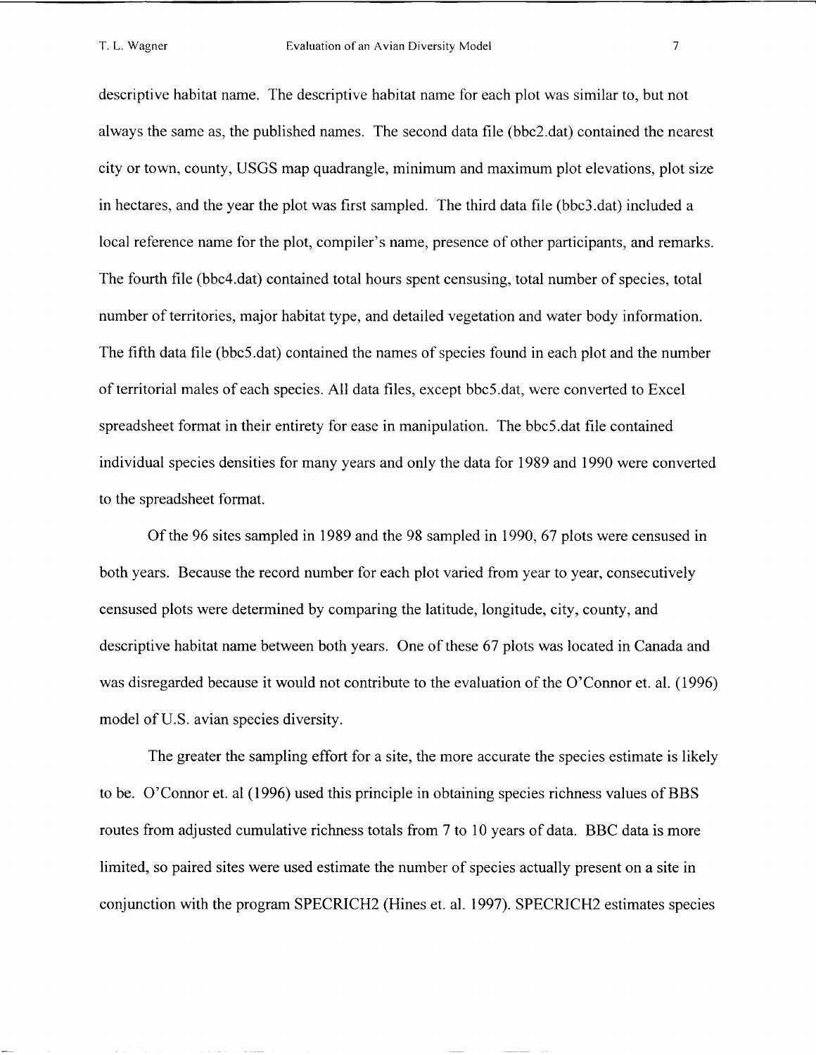descriptive habitat name. The descriptive habitat name for each plot was similar to, but not always the same as, the published names. The second data file (bbc2.dat) contained the nearest city or town, county, USGS map quadrangle, minimum and maximum plot elevations, plot size in hectares, and the year the plot was first sampled. The third data file (bbc3.dat) included a local reference name for the plot, compiler's name, presence of other participants, and remarks. The fourth file (bbc4.dat) contained total hours spent censusing, total number of species, total number of territories, major habitat type, and detailed vegetation and water body information. The fifth data file (bbc5.dat) contained the names of species found in each plot and the number of territorial males of each species. All data files, except bbc5.dat, were converted to Excel spreadsheet format in their entirety for ease in manipulation. The bbc5.dat file contained individual species densities for many years and only the data for 1989 and 1990 were converted to the spreadsheet format.

Of the 96 sites sampled in 1989 and the 98 sampled in 1990, 67 plots were censused in both years. Because the record number for each plot varied from year to year, consecutively censused plots were determined by comparing the latitude, longitude, city, county, and descriptive habitat name between both years. One of these 67 plots was located in Canada and was disregarded because it would not contribute to the evaluation of the O'Connor et. al. (1996) model of U.S. avian species diversity.

The greater the sampling effort for a site, the more accurate the species estimate is likely to be. O'Connor et. al (1996) used this principle in obtaining species richness values of BBS routes from adjusted cumulative richness totals from 7 to 10 years of data. BBC data is more limited, so paired sites were used estimate the number of species actually present on a site in conjunction with the program SPECRICH2 (Hines et. al. 1997). SPECRICH2 estimates species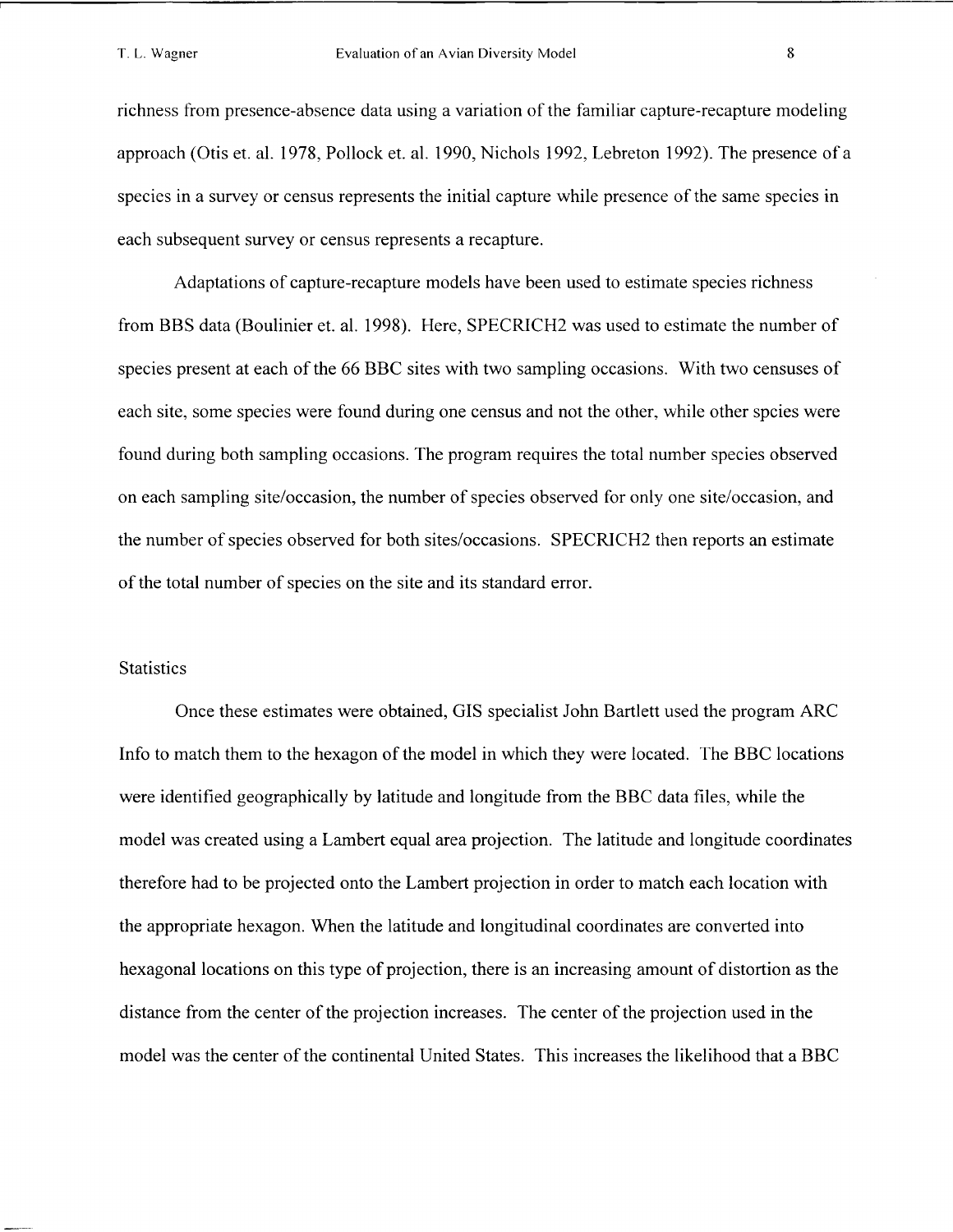richness from presence-absence data using a variation of the familiar capture-recapture modeling approach (Otis et. al. 1978, Pollock et. al. 1990, Nichols 1992, Lebreton 1992). The presence of a species in a survey or census represents the initial capture while presence of the same species in each subsequent survey or census represents a recapture.

Adaptations of capture-recapture models have been used to estimate species richness from BBS data (Boulinier et. al. 1998). Here, SPECRICH2 was used to estimate the number of species present at each of the 66 BBC sites with two sampling occasions. With two censuses of each site, some species were found during one census and not the other, while other spcies were found during both sampling occasions. The program requires the total number species observed on each sampling site/occasion, the number of species observed for only one site/occasion, and the number of species observed for both sites/occasions. SPECRICH2 then reports an estimate of the total number of species on the site and its standard error.

## Statistics

Once these estimates were obtained, GIS specialist John Bartlett used the program ARC Info to match them to the hexagon of the model in which they were located. The BBC locations were identified geographically by latitude and longitude from the BBC data files, while the model was created using a Lambert equal area projection. The latitude and longitude coordinates therefore had to be projected onto the Lambert projection in order to match each location with the appropriate hexagon. When the latitude and longitudinal coordinates are converted into hexagonal locations on this type of projection, there is an increasing amount of distortion as the distance from the center of the projection increases. The center of the projection used in the model was the center of the continental United States. This increases the likelihood that a BBC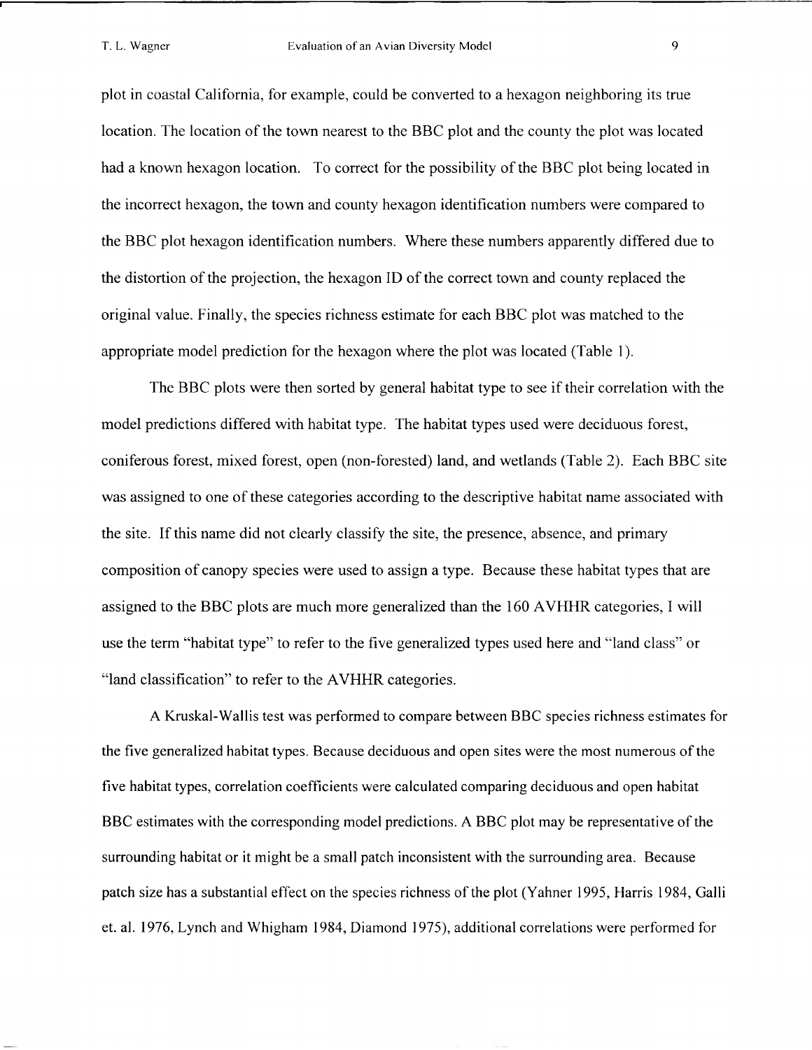plot in coastal California, for example, could be converted to a hexagon neighboring its true location. The location of the town nearest to the BBC plot and the county the plot was located had a known hexagon location. To correct for the possibility of the BBC plot being located in the incorrect hexagon, the town and county hexagon identification numbers were compared to the BBC plot hexagon identification numbers. Where these numbers apparently differed due to the distortion of the projection, the hexagon ID of the correct town and county replaced the original value. Finally, the species richness estimate for each BBC plot was matched to the appropriate model prediction for the hexagon where the plot was located (Table 1).

The BBC plots were then sorted by general habitat type to see if their correlation with the model predictions differed with habitat type. The habitat types used were deciduous forest, coniferous forest, mixed forest, open (non-forested) land, and wetlands (Table 2). Each BBC site was assigned to one of these categories according to the descriptive habitat name associated with the site. If this name did not clearly classify the site, the presence, absence, and primary composition of canopy species were used to assign a type. Because these habitat types that are assigned to the BBC plots are much more generalized than the 160 AVHHR categories, I will use the term "habitat type" to refer to the five generalized types used here and "land class" or "land classification" to refer to the AVHHR categories.

A Kruskal-Wallis test was performed to compare between BBC species richness estimates for the five generalized habitat types. Because deciduous and open sites were the most numerous of the five habitat types, correlation coefficients were calculated comparing deciduous and open habitat BBC estimates with the corresponding model predictions. A BBC plot may be representative of the surrounding habitat or it might be a small patch inconsistent with the surrounding area. Because patch size has a substantial effect on the species richness of the plot (Yahner 1995, Harris 1984, Galli et. al. 1976, Lynch and Whigham 1984, Diamond 1975), additional correlations were performed for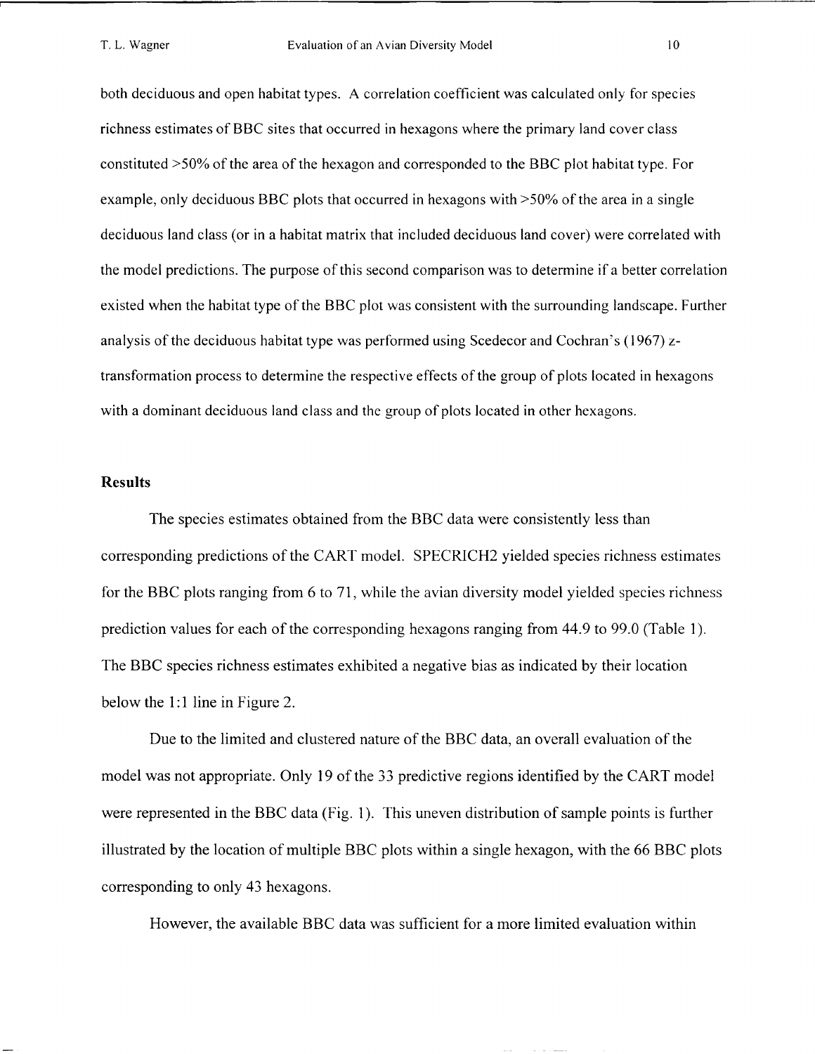both deciduous and open habitat types. A correlation coefficient was calculated only for species richness estimates of BBC sites that occurred in hexagons where the primary land cover class constituted >50% of the area of the hexagon and corresponded to the BBC plot habitat type. For example, only deciduous BBC plots that occurred in hexagons with >50% of the area in a single deciduous land class (or in a habitat matrix that included deciduous land cover) were correlated with the model predictions. The purpose of this second comparison was to determine if a better correlation existed when the habitat type of the BBC plot was consistent with the surrounding landscape. Further analysis of the deciduous habitat type was performed using Scedecor and Cochran's (1967) z-transformation process to determine the respective effects of the group of plots located in hexagons with a dominant deciduous land class and the group of plots located in other hexagons.

## Results

The species estimates obtained from the BBC data were consistently less than corresponding predictions of the CART model. SPECRICH2 yielded species richness estimates for the BBC plots ranging from 6 to 71, while the avian diversity model yielded species richness prediction values for each of the corresponding hexagons ranging from 44.9 to 99.0 (Table 1). The BBC species richness estimates exhibited a negative bias as indicated by their location below the 1:1 line in Figure 2.

Due to the limited and clustered nature of the BBC data, an overall evaluation of the model was not appropriate. Only 19 of the 33 predictive regions identified by the CART model were represented in the BBC data (Fig. 1). This uneven distribution of sample points is further illustrated by the location of multiple BBC plots within a single hexagon, with the 66 BBC plots corresponding to only 43 hexagons.

However, the available BBC data was sufficient for a more limited evaluation within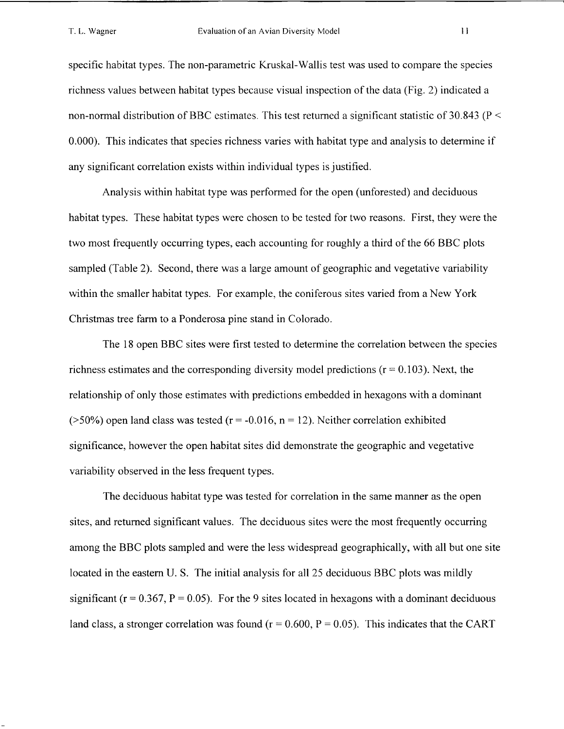specific habitat types. The non-parametric Kruskal-Wallis test was used to compare the species richness values between habitat types because visual inspection of the data (Fig. 2) indicated a non-normal distribution of BBC estimates. This test returned a significant statistic of 30.843 ($P < 0.000$). This indicates that species richness varies with habitat type and analysis to determine if any significant correlation exists within individual types is justified.

Analysis within habitat type was performed for the open (unforested) and deciduous habitat types. These habitat types were chosen to be tested for two reasons. First, they were the two most frequently occurring types, each accounting for roughly a third of the 66 BBC plots sampled (Table 2). Second, there was a large amount of geographic and vegetative variability within the smaller habitat types. For example, the coniferous sites varied from a New York Christmas tree farm to a Ponderosa pine stand in Colorado.

The 18 open BBC sites were first tested to determine the correlation between the species richness estimates and the corresponding diversity model predictions ($r = 0.103$). Next, the relationship of only those estimates with predictions embedded in hexagons with a dominant (>50%) open land class was tested ($r = -0.016$, $n = 12$). Neither correlation exhibited significance, however the open habitat sites did demonstrate the geographic and vegetative variability observed in the less frequent types.

The deciduous habitat type was tested for correlation in the same manner as the open sites, and returned significant values. The deciduous sites were the most frequently occurring among the BBC plots sampled and were the less widespread geographically, with all but one site located in the eastern U. S. The initial analysis for all 25 deciduous BBC plots was mildly significant ($r = 0.367$, $P = 0.05$). For the 9 sites located in hexagons with a dominant deciduous land class, a stronger correlation was found ($r = 0.600$, $P = 0.05$). This indicates that the CART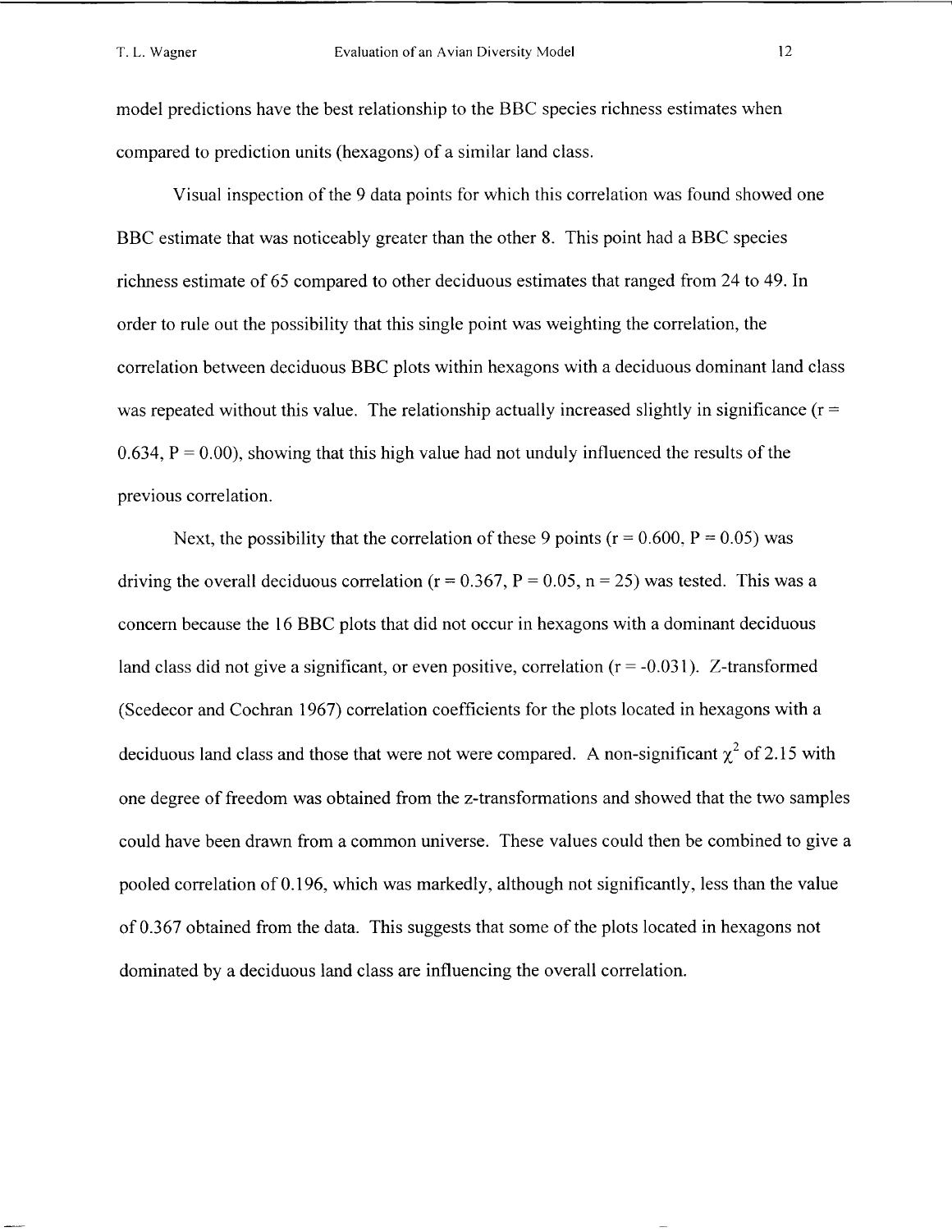model predictions have the best relationship to the BBC species richness estimates when compared to prediction units (hexagons) of a similar land class.

Visual inspection of the 9 data points for which this correlation was found showed one BBC estimate that was noticeably greater than the other 8. This point had a BBC species richness estimate of 65 compared to other deciduous estimates that ranged from 24 to 49. In order to rule out the possibility that this single point was weighting the correlation, the correlation between deciduous BBC plots within hexagons with a deciduous dominant land class was repeated without this value. The relationship actually increased slightly in significance ($r = 0.634$, $P = 0.00$), showing that this high value had not unduly influenced the results of the previous correlation.

Next, the possibility that the correlation of these 9 points ($r = 0.600$, $P = 0.05$) was driving the overall deciduous correlation ($r = 0.367$, $P = 0.05$, $n = 25$) was tested. This was a concern because the 16 BBC plots that did not occur in hexagons with a dominant deciduous land class did not give a significant, or even positive, correlation ($r = -0.031$). Z-transformed (Scedecor and Cochran 1967) correlation coefficients for the plots located in hexagons with a deciduous land class and those that were not were compared. A non-significant $\chi^2$ of 2.15 with one degree of freedom was obtained from the z-transformations and showed that the two samples could have been drawn from a common universe. These values could then be combined to give a pooled correlation of 0.196, which was markedly, although not significantly, less than the value of 0.367 obtained from the data. This suggests that some of the plots located in hexagons not dominated by a deciduous land class are influencing the overall correlation.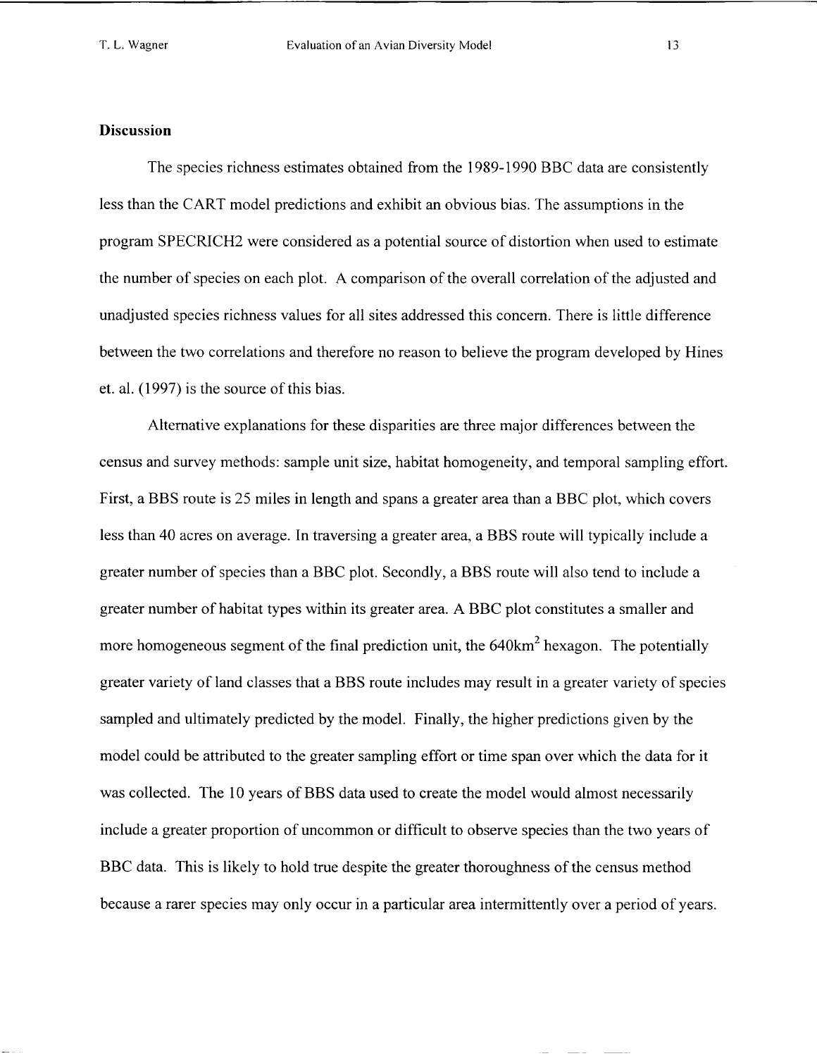## Discussion

The species richness estimates obtained from the 1989-1990 BBC data are consistently less than the CART model predictions and exhibit an obvious bias. The assumptions in the program SPECRICH2 were considered as a potential source of distortion when used to estimate the number of species on each plot. A comparison of the overall correlation of the adjusted and unadjusted species richness values for all sites addressed this concern. There is little difference between the two correlations and therefore no reason to believe the program developed by Hines et. al. (1997) is the source of this bias.

Alternative explanations for these disparities are three major differences between the census and survey methods: sample unit size, habitat homogeneity, and temporal sampling effort. First, a BBS route is 25 miles in length and spans a greater area than a BBC plot, which covers less than 40 acres on average. In traversing a greater area, a BBS route will typically include a greater number of species than a BBC plot. Secondly, a BBS route will also tend to include a greater number of habitat types within its greater area. A BBC plot constitutes a smaller and more homogeneous segment of the final prediction unit, the $640\text{km}^2$ hexagon. The potentially greater variety of land classes that a BBS route includes may result in a greater variety of species sampled and ultimately predicted by the model. Finally, the higher predictions given by the model could be attributed to the greater sampling effort or time span over which the data for it was collected. The 10 years of BBS data used to create the model would almost necessarily include a greater proportion of uncommon or difficult to observe species than the two years of BBC data. This is likely to hold true despite the greater thoroughness of the census method because a rarer species may only occur in a particular area intermittently over a period of years.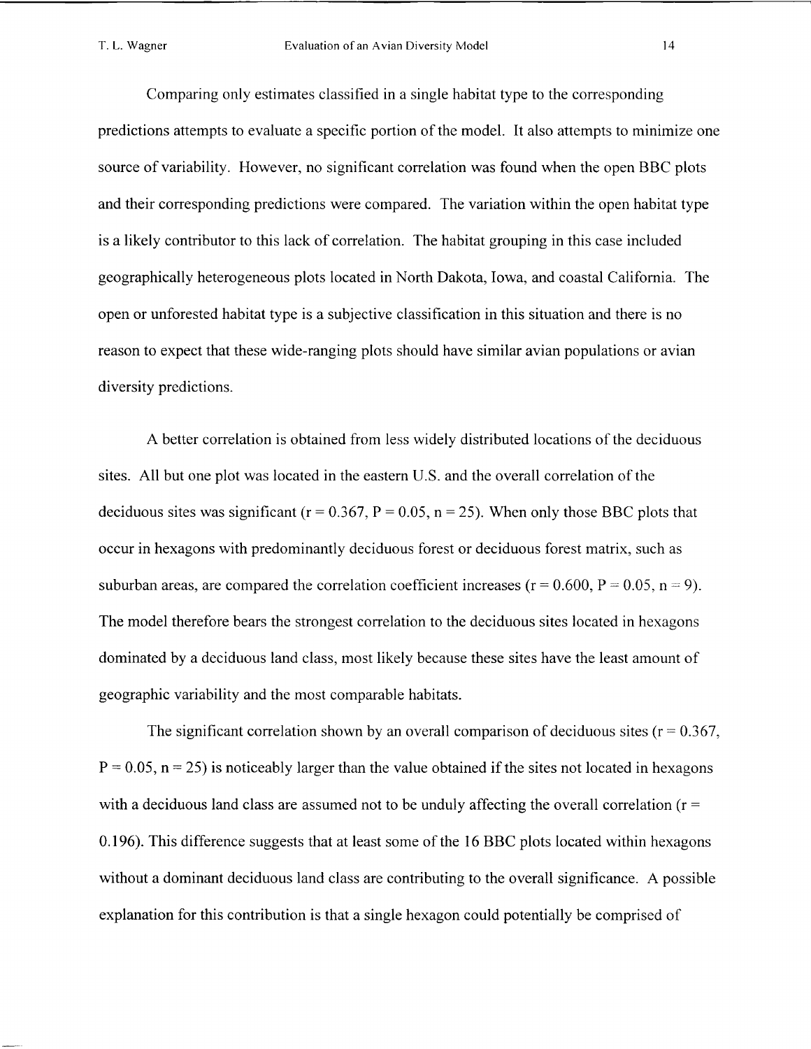Comparing only estimates classified in a single habitat type to the corresponding predictions attempts to evaluate a specific portion of the model. It also attempts to minimize one source of variability. However, no significant correlation was found when the open BBC plots and their corresponding predictions were compared. The variation within the open habitat type is a likely contributor to this lack of correlation. The habitat grouping in this case included geographically heterogeneous plots located in North Dakota, Iowa, and coastal California. The open or unforested habitat type is a subjective classification in this situation and there is no reason to expect that these wide-ranging plots should have similar avian populations or avian diversity predictions.

A better correlation is obtained from less widely distributed locations of the deciduous sites. All but one plot was located in the eastern U.S. and the overall correlation of the deciduous sites was significant ($r = 0.367$, $P = 0.05$, $n = 25$). When only those BBC plots that occur in hexagons with predominantly deciduous forest or deciduous forest matrix, such as suburban areas, are compared the correlation coefficient increases ($r = 0.600$, $P = 0.05$, $n = 9$). The model therefore bears the strongest correlation to the deciduous sites located in hexagons dominated by a deciduous land class, most likely because these sites have the least amount of geographic variability and the most comparable habitats.

The significant correlation shown by an overall comparison of deciduous sites ($r = 0.367$, $P = 0.05$, $n = 25$) is noticeably larger than the value obtained if the sites not located in hexagons with a deciduous land class are assumed not to be unduly affecting the overall correlation ($r = 0.196$). This difference suggests that at least some of the 16 BBC plots located within hexagons without a dominant deciduous land class are contributing to the overall significance. A possible explanation for this contribution is that a single hexagon could potentially be comprised of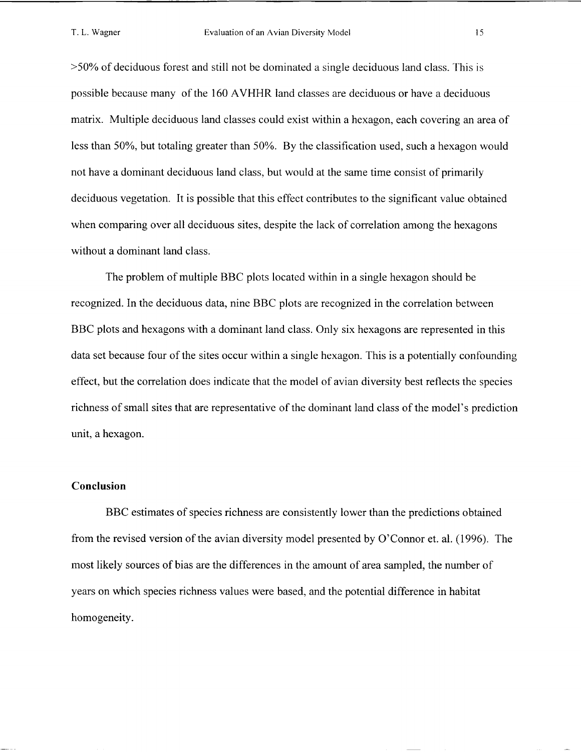>50% of deciduous forest and still not be dominated a single deciduous land class. This is possible because many of the 160 AVHHR land classes are deciduous or have a deciduous matrix. Multiple deciduous land classes could exist within a hexagon, each covering an area of less than 50%, but totaling greater than 50%. By the classification used, such a hexagon would not have a dominant deciduous land class, but would at the same time consist of primarily deciduous vegetation. It is possible that this effect contributes to the significant value obtained when comparing over all deciduous sites, despite the lack of correlation among the hexagons without a dominant land class.

The problem of multiple BBC plots located within in a single hexagon should be recognized. In the deciduous data, nine BBC plots are recognized in the correlation between BBC plots and hexagons with a dominant land class. Only six hexagons are represented in this data set because four of the sites occur within a single hexagon. This is a potentially confounding effect, but the correlation does indicate that the model of avian diversity best reflects the species richness of small sites that are representative of the dominant land class of the model's prediction unit, a hexagon.

## Conclusion

BBC estimates of species richness are consistently lower than the predictions obtained from the revised version of the avian diversity model presented by O'Connor et. al. (1996). The most likely sources of bias are the differences in the amount of area sampled, the number of years on which species richness values were based, and the potential difference in habitat homogeneity.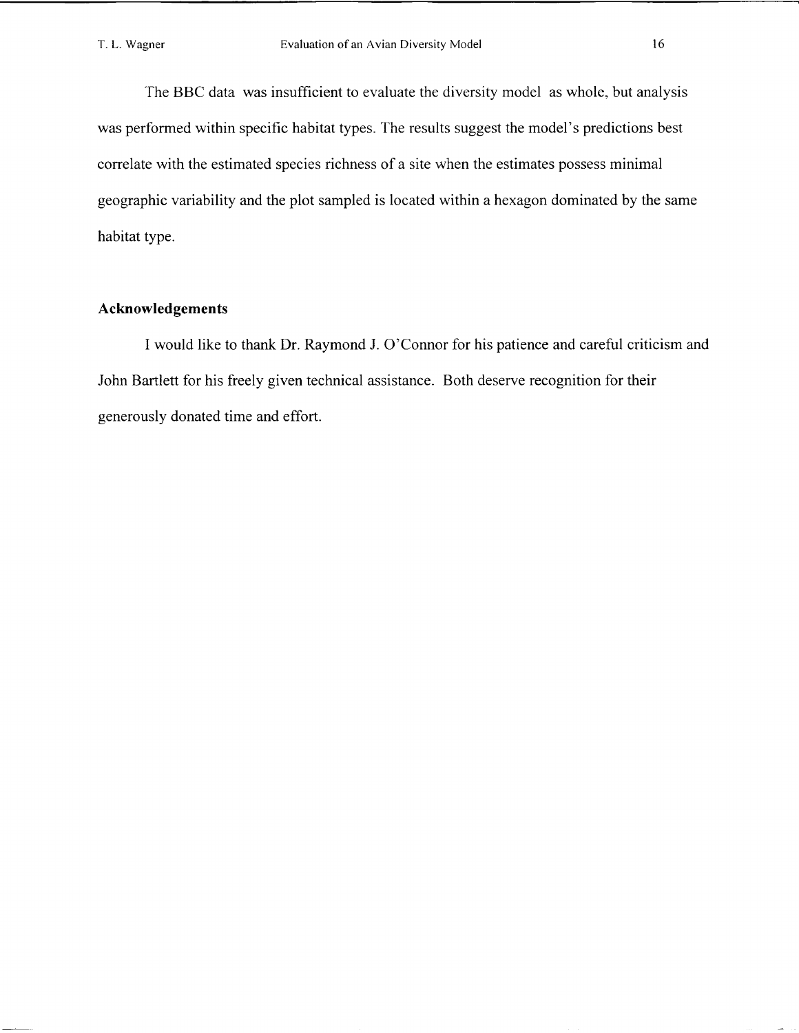The BBC data was insufficient to evaluate the diversity model as whole, but analysis was performed within specific habitat types. The results suggest the model's predictions best correlate with the estimated species richness of a site when the estimates possess minimal geographic variability and the plot sampled is located within a hexagon dominated by the same habitat type.

## Acknowledgements

I would like to thank Dr. Raymond J. O'Connor for his patience and careful criticism and John Bartlett for his freely given technical assistance. Both deserve recognition for their generously donated time and effort.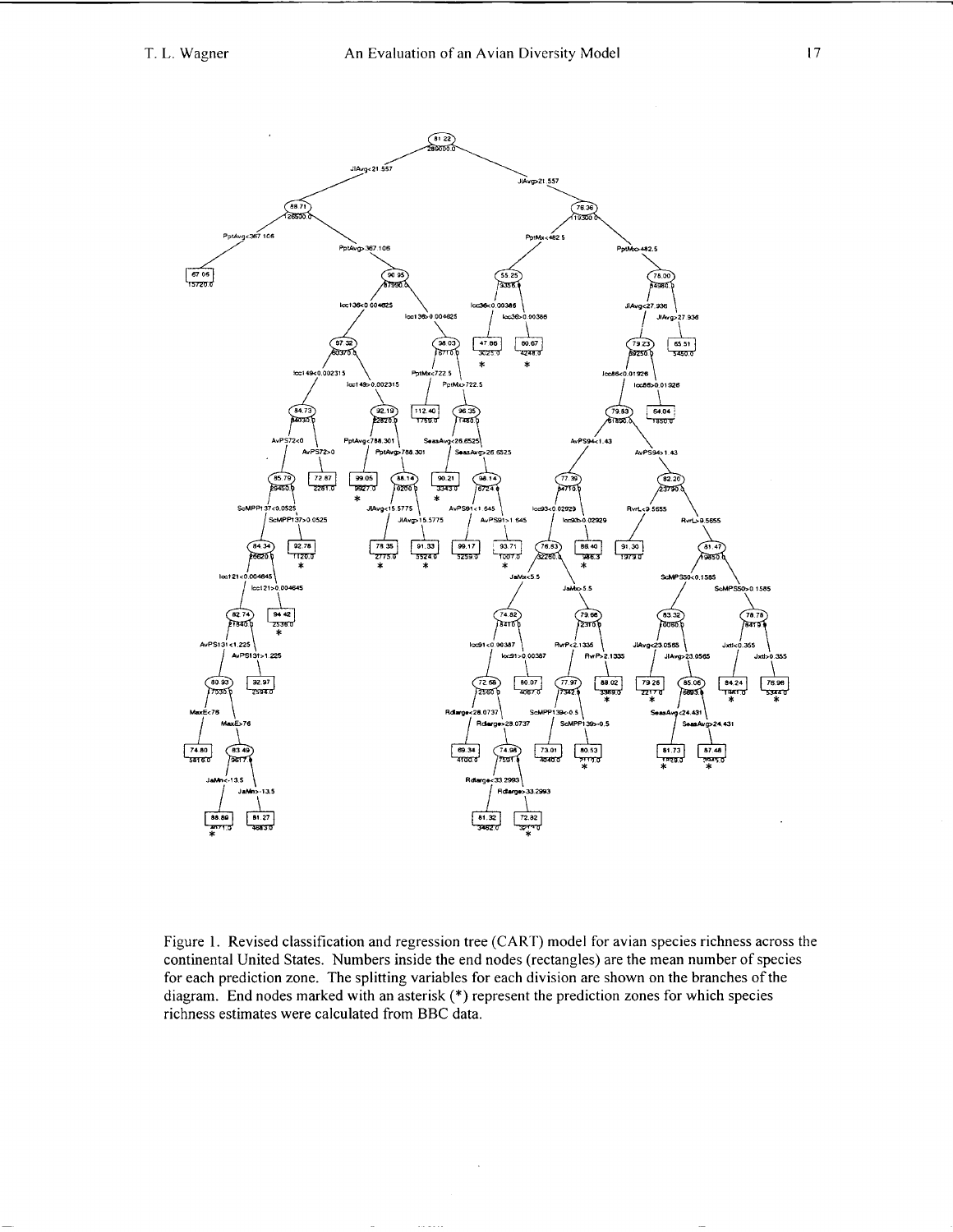Figure 1. Revised classification and regression tree (CART) model for avian species richness across the continental United States. Numbers inside the end nodes (rectangles) are the mean number of species for each prediction zone. The splitting variables for each division are shown on the branches of the diagram. End nodes marked with an asterisk (*) represent the prediction zones for which species richness estimates were calculated from BBC data.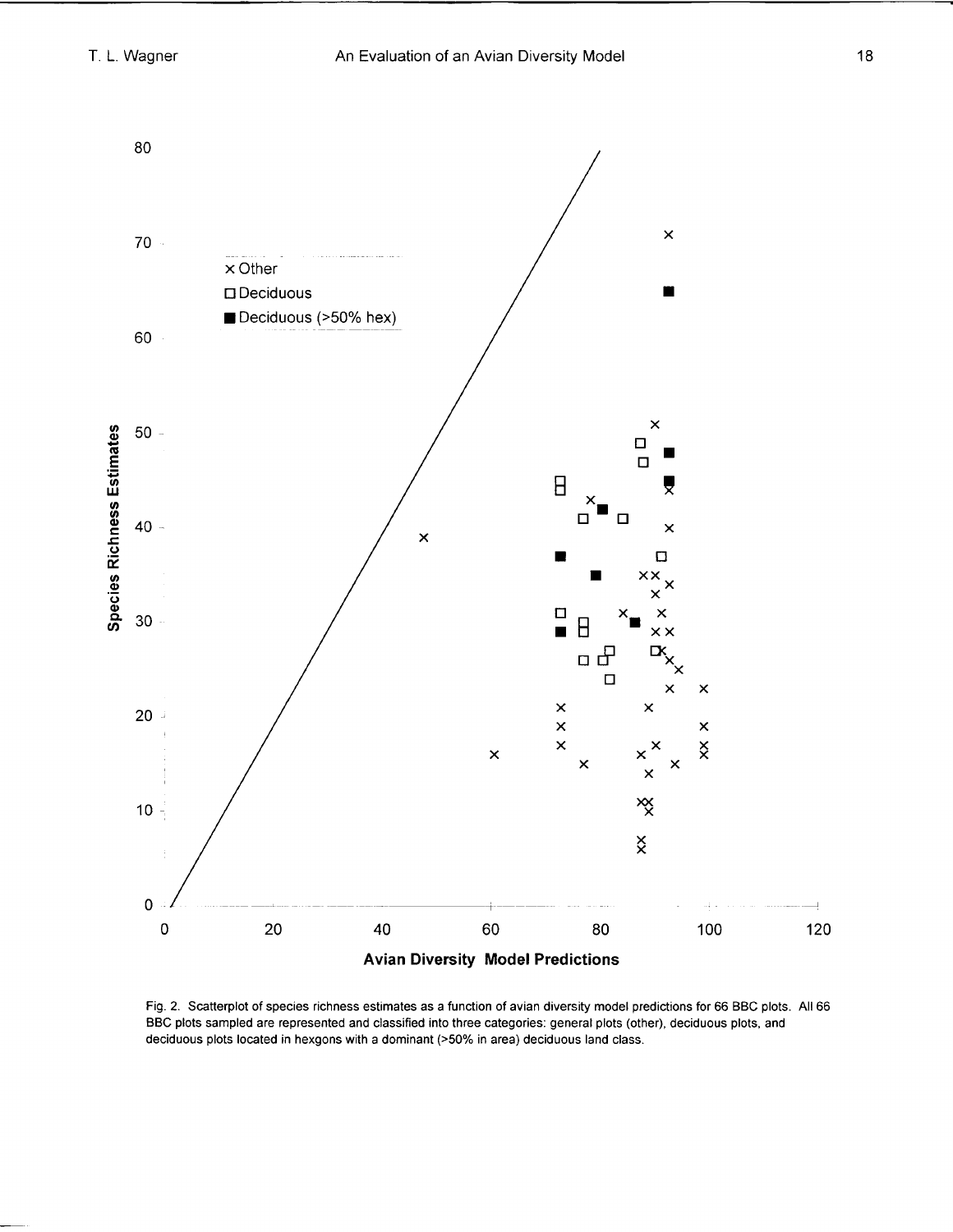Fig. 2. Scatterplot of species richness estimates as a function of avian diversity model predictions for 66 BBC plots. All 66 BBC plots sampled are represented and classified into three categories: general plots (other), deciduous plots, and deciduous plots located in hexgons with a dominant (>50% in area) deciduous land class.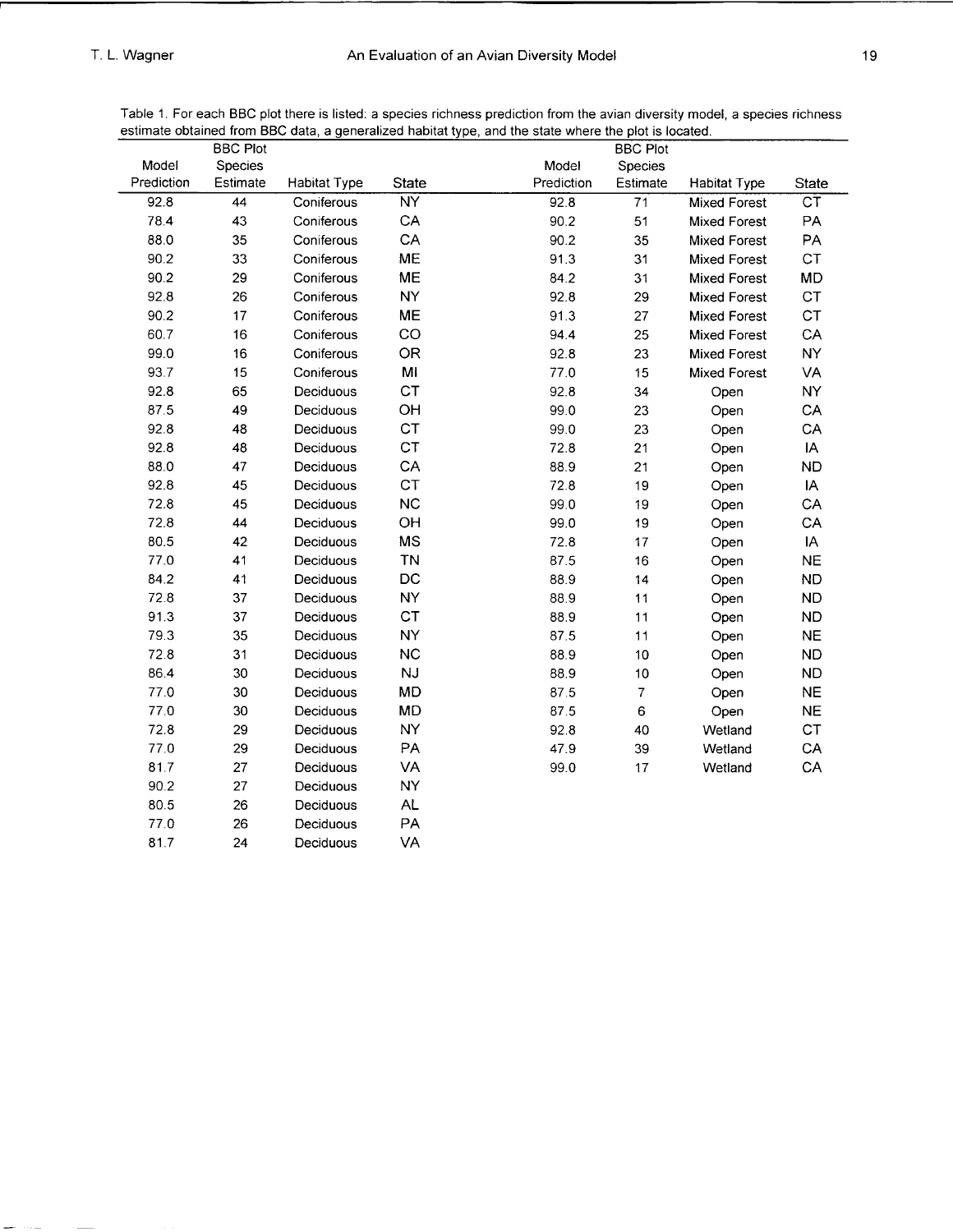Table 1. For each BBC plot there is listed: a species richness prediction from the avian diversity model, a species richness estimate obtained from BBC data, a generalized habitat type, and the state where the plot is located.

| Model Prediction | BBC Plot Species Estimate | Habitat Type | State | Model Prediction | BBC Plot Species Estimate | Habitat Type | State |
|---|---|---|---|---|---|---|---|
| 92.8 | 44 | Coniferous | NY | 92.8 | 71 | Mixed Forest | CT |
| 78.4 | 43 | Coniferous | CA | 90.2 | 51 | Mixed Forest | PA |
| 88.0 | 35 | Coniferous | CA | 90.2 | 35 | Mixed Forest | PA |
| 90.2 | 33 | Coniferous | ME | 91.3 | 31 | Mixed Forest | CT |
| 90.2 | 29 | Coniferous | ME | 84.2 | 31 | Mixed Forest | MD |
| 92.8 | 26 | Coniferous | NY | 92.8 | 29 | Mixed Forest | CT |
| 90.2 | 17 | Coniferous | ME | 91.3 | 27 | Mixed Forest | CT |
| 60.7 | 16 | Coniferous | CO | 94.4 | 25 | Mixed Forest | CA |
| 99.0 | 16 | Coniferous | OR | 92.8 | 23 | Mixed Forest | NY |
| 93.7 | 15 | Coniferous | MI | 77.0 | 15 | Mixed Forest | VA |
| 92.8 | 65 | Deciduous | CT | 92.8 | 34 | Open | NY |
| 87.5 | 49 | Deciduous | OH | 99.0 | 23 | Open | CA |
| 92.8 | 48 | Deciduous | CT | 99.0 | 23 | Open | CA |
| 92.8 | 48 | Deciduous | CT | 72.8 | 21 | Open | IA |
| 88.0 | 47 | Deciduous | CA | 88.9 | 21 | Open | ND |
| 92.8 | 45 | Deciduous | CT | 72.8 | 19 | Open | IA |
| 72.8 | 45 | Deciduous | NC | 99.0 | 19 | Open | CA |
| 72.8 | 44 | Deciduous | OH | 99.0 | 19 | Open | CA |
| 80.5 | 42 | Deciduous | MS | 72.8 | 17 | Open | IA |
| 77.0 | 41 | Deciduous | TN | 87.5 | 16 | Open | NE |
| 84.2 | 41 | Deciduous | DC | 88.9 | 14 | Open | ND |
| 72.8 | 37 | Deciduous | NY | 88.9 | 11 | Open | ND |
| 91.3 | 37 | Deciduous | CT | 88.9 | 11 | Open | ND |
| 79.3 | 35 | Deciduous | NY | 87.5 | 11 | Open | NE |
| 72.8 | 31 | Deciduous | NC | 88.9 | 10 | Open | ND |
| 86.4 | 30 | Deciduous | NJ | 88.9 | 10 | Open | ND |
| 77.0 | 30 | Deciduous | MD | 87.5 | 7 | Open | NE |
| 77.0 | 30 | Deciduous | MD | 87.5 | 6 | Open | NE |
| 72.8 | 29 | Deciduous | NY | 92.8 | 40 | Wetland | CT |
| 77.0 | 29 | Deciduous | PA | 47.9 | 39 | Wetland | CA |
| 81.7 | 27 | Deciduous | VA | 99.0 | 17 | Wetland | CA |
| 90.2 | 27 | Deciduous | NY | | | | |
| 80.5 | 26 | Deciduous | AL | | | | |
| 77.0 | 26 | Deciduous | PA | | | | |
| 81.7 | 24 | Deciduous | VA | | | | |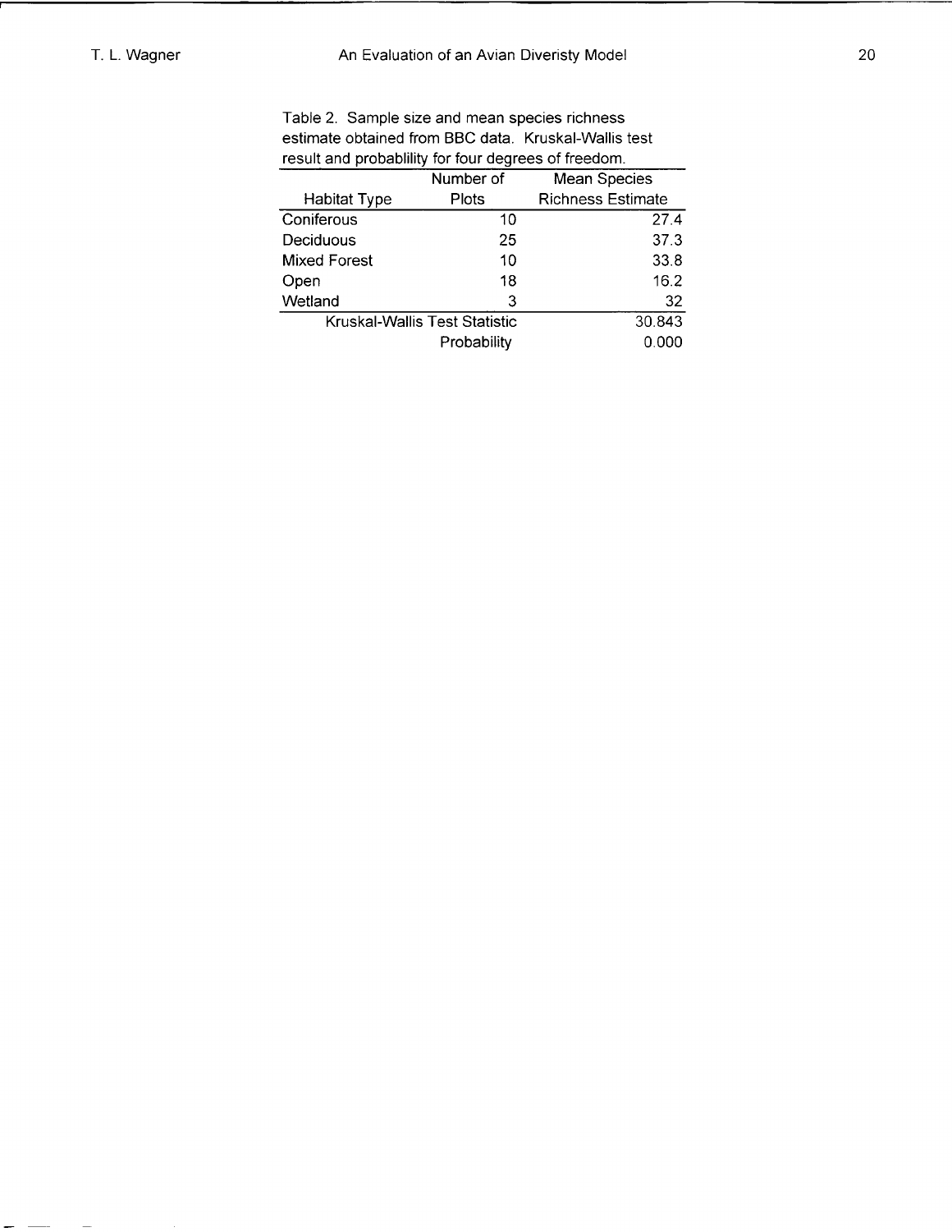Table 2. Sample size and mean species richness estimate obtained from BBC data. Kruskal-Wallis test result and probablility for four degrees of freedom.

| Habitat Type | Number of Plots | Mean Species Richness Estimate |
|---|---|---|
| Coniferous | 10 | 27.4 |
| Deciduous | 25 | 37.3 |
| Mixed Forest | 10 | 33.8 |
| Open | 18 | 16.2 |
| Wetland | 3 | 32 |
| Kruskal-Wallis Test Statistic | | 30.843 |
| | Probability | 0.000 |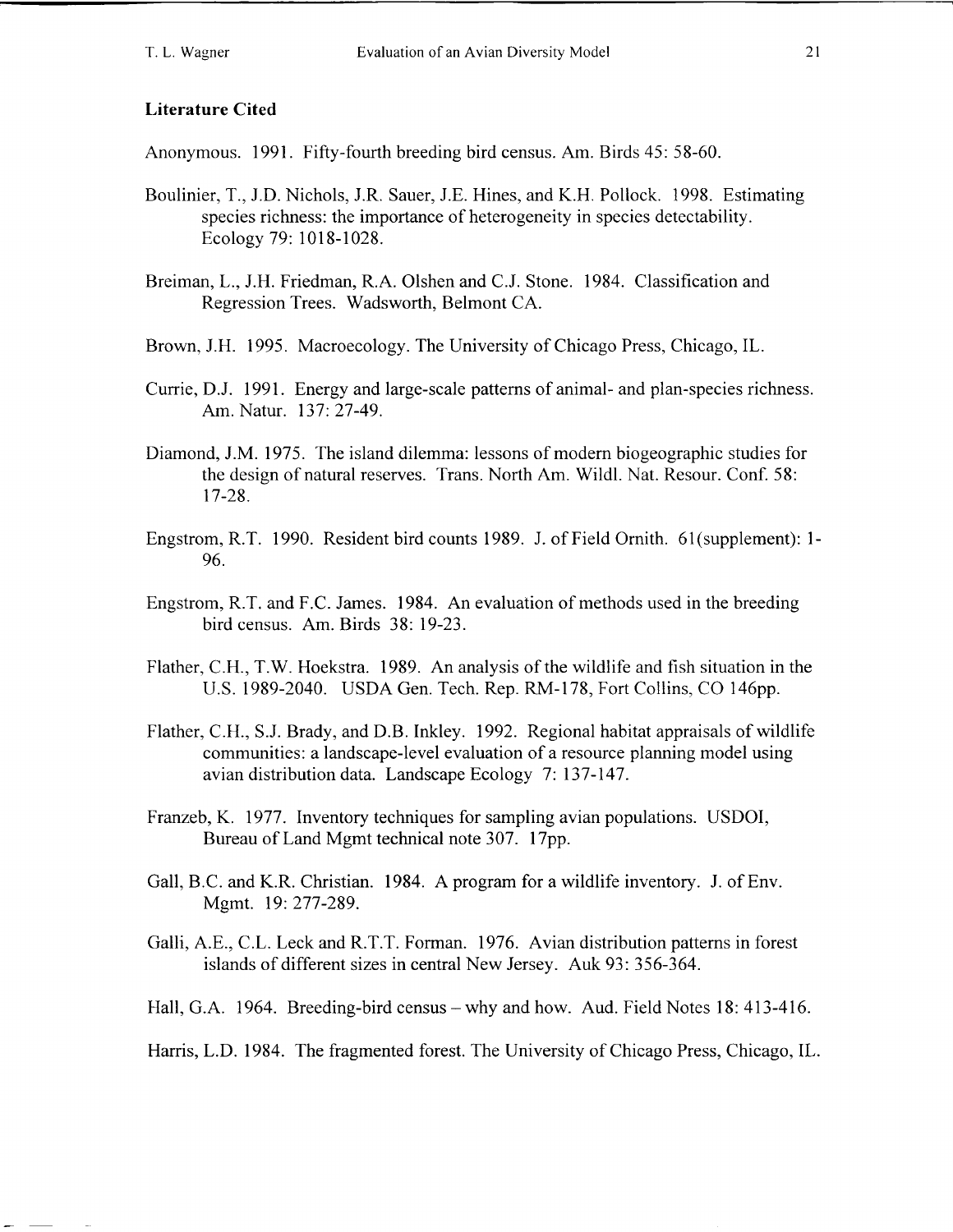**Literature Cited**

Anonymous. 1991. Fifty-fourth breeding bird census. Am. Birds 45: 58-60.

Boulinier, T., J.D. Nichols, J.R. Sauer, J.E. Hines, and K.H. Pollock. 1998. Estimating species richness: the importance of heterogeneity in species detectability. Ecology 79: 1018-1028.

Breiman, L., J.H. Friedman, R.A. Olshen and C.J. Stone. 1984. Classification and Regression Trees. Wadsworth, Belmont CA.

Brown, J.H. 1995. Macroecology. The University of Chicago Press, Chicago, IL.

Currie, D.J. 1991. Energy and large-scale patterns of animal- and plan-species richness. Am. Natur. 137: 27-49.

Diamond, J.M. 1975. The island dilemma: lessons of modern biogeographic studies for the design of natural reserves. Trans. North Am. Wildl. Nat. Resour. Conf. 58: 17-28.

Engstrom, R.T. 1990. Resident bird counts 1989. J. of Field Ornith. 61(supplement): 1-96.

Engstrom, R.T. and F.C. James. 1984. An evaluation of methods used in the breeding bird census. Am. Birds 38: 19-23.

Flather, C.H., T.W. Hoekstra. 1989. An analysis of the wildlife and fish situation in the U.S. 1989-2040. USDA Gen. Tech. Rep. RM-178, Fort Collins, CO 146pp.

Flather, C.H., S.J. Brady, and D.B. Inkley. 1992. Regional habitat appraisals of wildlife communities: a landscape-level evaluation of a resource planning model using avian distribution data. Landscape Ecology 7: 137-147.

Franzeb, K. 1977. Inventory techniques for sampling avian populations. USDOI, Bureau of Land Mgmt technical note 307. 17pp.

Gall, B.C. and K.R. Christian. 1984. A program for a wildlife inventory. J. of Env. Mgmt. 19: 277-289.

Galli, A.E., C.L. Leck and R.T.T. Forman. 1976. Avian distribution patterns in forest islands of different sizes in central New Jersey. Auk 93: 356-364.

Hall, G.A. 1964. Breeding-bird census – why and how. Aud. Field Notes 18: 413-416.

Harris, L.D. 1984. The fragmented forest. The University of Chicago Press, Chicago, IL.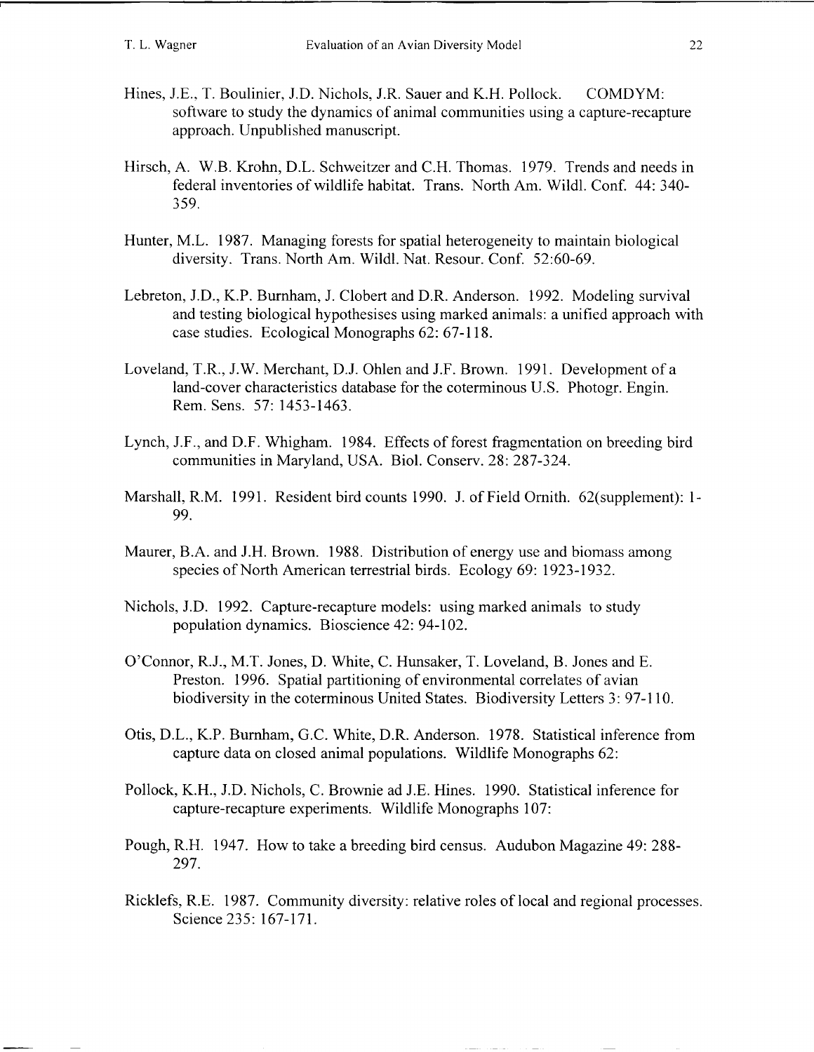Hines, J.E., T. Boulinier, J.D. Nichols, J.R. Sauer and K.H. Pollock. COMDYM: software to study the dynamics of animal communities using a capture-recapture approach. Unpublished manuscript.

Hirsch, A. W.B. Krohn, D.L. Schweitzer and C.H. Thomas. 1979. Trends and needs in federal inventories of wildlife habitat. Trans. North Am. Wildl. Conf. 44: 340-359.

Hunter, M.L. 1987. Managing forests for spatial heterogeneity to maintain biological diversity. Trans. North Am. Wildl. Nat. Resour. Conf. 52:60-69.

Lebreton, J.D., K.P. Burnham, J. Clobert and D.R. Anderson. 1992. Modeling survival and testing biological hypothesises using marked animals: a unified approach with case studies. Ecological Monographs 62: 67-118.

Loveland, T.R., J.W. Merchant, D.J. Ohlen and J.F. Brown. 1991. Development of a land-cover characteristics database for the coterminous U.S. Photogr. Engin. Rem. Sens. 57: 1453-1463.

Lynch, J.F., and D.F. Whigham. 1984. Effects of forest fragmentation on breeding bird communities in Maryland, USA. Biol. Conserv. 28: 287-324.

Marshall, R.M. 1991. Resident bird counts 1990. J. of Field Ornith. 62(supplement): 1-99.

Maurer, B.A. and J.H. Brown. 1988. Distribution of energy use and biomass among species of North American terrestrial birds. Ecology 69: 1923-1932.

Nichols, J.D. 1992. Capture-recapture models: using marked animals to study population dynamics. Bioscience 42: 94-102.

O'Connor, R.J., M.T. Jones, D. White, C. Hunsaker, T. Loveland, B. Jones and E. Preston. 1996. Spatial partitioning of environmental correlates of avian biodiversity in the coterminous United States. Biodiversity Letters 3: 97-110.

Otis, D.L., K.P. Burnham, G.C. White, D.R. Anderson. 1978. Statistical inference from capture data on closed animal populations. Wildlife Monographs 62:

Pollock, K.H., J.D. Nichols, C. Brownie ad J.E. Hines. 1990. Statistical inference for capture-recapture experiments. Wildlife Monographs 107:

Pough, R.H. 1947. How to take a breeding bird census. Audubon Magazine 49: 288-297.

Ricklefs, R.E. 1987. Community diversity: relative roles of local and regional processes. Science 235: 167-171.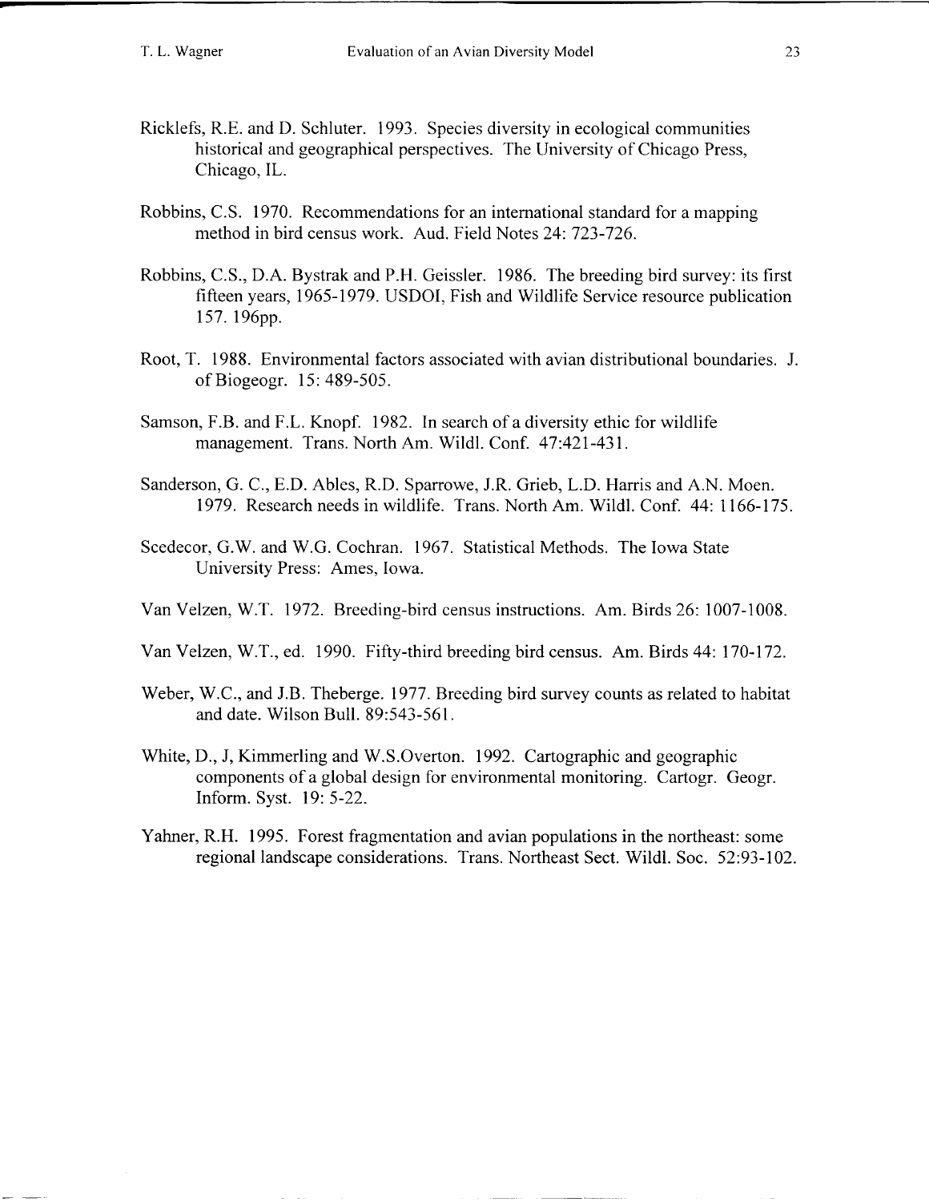Ricklefs, R.E. and D. Schluter. 1993. Species diversity in ecological communities historical and geographical perspectives. The University of Chicago Press, Chicago, IL.

Robbins, C.S. 1970. Recommendations for an international standard for a mapping method in bird census work. Aud. Field Notes 24: 723-726.

Robbins, C.S., D.A. Bystrak and P.H. Geissler. 1986. The breeding bird survey: its first fifteen years, 1965-1979. USDOI, Fish and Wildlife Service resource publication 157. 196pp.

Root, T. 1988. Environmental factors associated with avian distributional boundaries. J. of Biogeogr. 15: 489-505.

Samson, F.B. and F.L. Knopf. 1982. In search of a diversity ethic for wildlife management. Trans. North Am. Wildl. Conf. 47:421-431.

Sanderson, G. C., E.D. Ables, R.D. Sparrowe, J.R. Grieb, L.D. Harris and A.N. Moen. 1979. Research needs in wildlife. Trans. North Am. Wildl. Conf. 44: 1166-175.

Scedecor, G.W. and W.G. Cochran. 1967. Statistical Methods. The Iowa State University Press: Ames, Iowa.

Van Velzen, W.T. 1972. Breeding-bird census instructions. Am. Birds 26: 1007-1008.

Van Velzen, W.T., ed. 1990. Fifty-third breeding bird census. Am. Birds 44: 170-172.

Weber, W.C., and J.B. Theberge. 1977. Breeding bird survey counts as related to habitat and date. Wilson Bull. 89:543-561.

White, D., J, Kimmerling and W.S.Overton. 1992. Cartographic and geographic components of a global design for environmental monitoring. Cartogr. Geogr. Inform. Syst. 19: 5-22.

Yahner, R.H. 1995. Forest fragmentation and avian populations in the northeast: some regional landscape considerations. Trans. Northeast Sect. Wildl. Soc. 52:93-102.